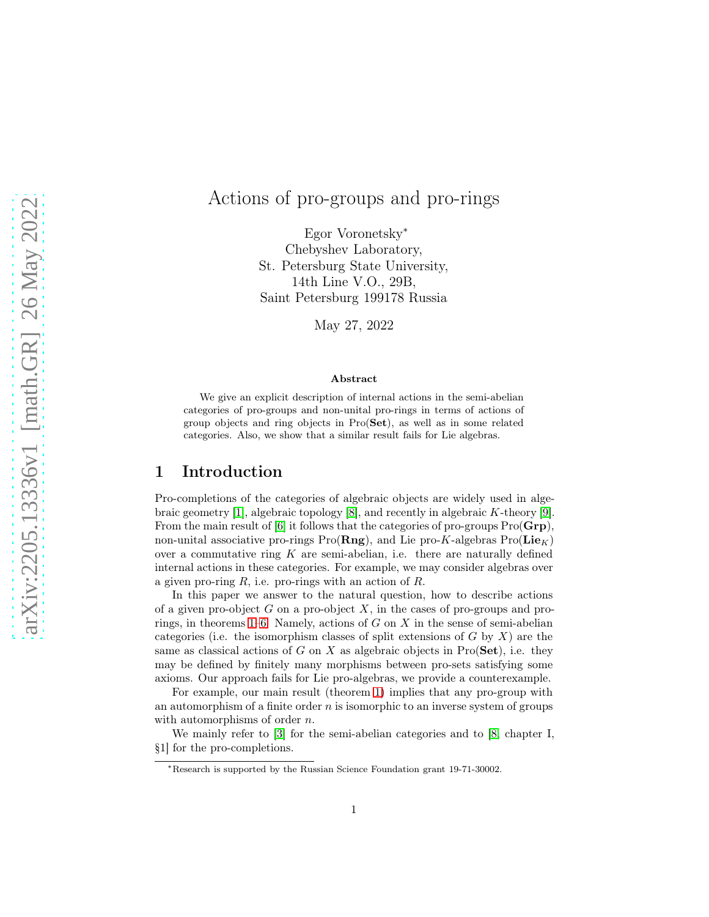# Actions of pro-groups and pro-rings

Egor Voronetsky*
Chebyshev Laboratory,
St. Petersburg State University,
14th Line V.O., 29B,
Saint Petersburg 199178 Russia

May 27, 2022

### Abstract

We give an explicit description of internal actions in the semi-abelian categories of pro-groups and non-unital pro-rings in terms of actions of group objects and ring objects in Pro(**Set**), as well as in some related categories. Also, we show that a similar result fails for Lie algebras.

## 1 Introduction

Pro-completions of the categories of algebraic objects are widely used in algebraic geometry [1], algebraic topology [8], and recently in algebraic $K$-theory [9]. From the main result of [6] it follows that the categories of pro-groups Pro(**Grp**), non-unital associative pro-rings Pro(**Rng**), and Lie pro-$K$-algebras Pro($\mathbf{Lie}_K$) over a commutative ring $K$ are semi-abelian, i.e. there are naturally defined internal actions in these categories. For example, we may consider algebras over a given pro-ring $R$, i.e. pro-rings with an action of $R$.

In this paper we answer to the natural question, how to describe actions of a given pro-object $G$ on a pro-object $X$, in the cases of pro-groups and pro-rings, in theorems 1–6. Namely, actions of $G$ on $X$ in the sense of semi-abelian categories (i.e. the isomorphism classes of split extensions of $G$ by $X$) are the same as classical actions of $G$ on $X$ as algebraic objects in Pro(**Set**), i.e. they may be defined by finitely many morphisms between pro-sets satisfying some axioms. Our approach fails for Lie pro-algebras, we provide a counterexample.

For example, our main result (theorem 1) implies that any pro-group with an automorphism of a finite order $n$ is isomorphic to an inverse system of groups with automorphisms of order $n$.

We mainly refer to [3] for the semi-abelian categories and to [8, chapter I, §1] for the pro-completions.

*Research is supported by the Russian Science Foundation grant 19-71-30002.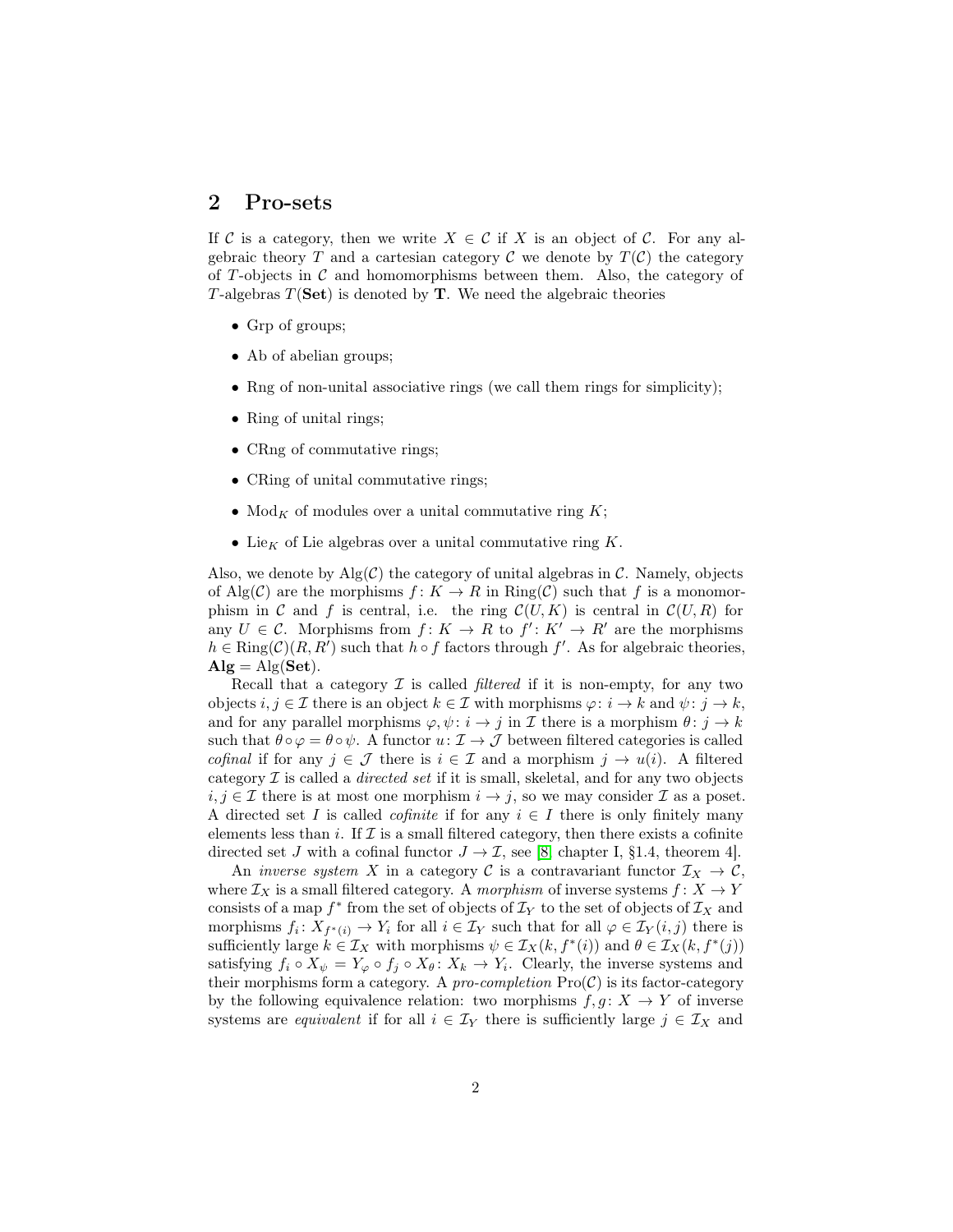## 2 Pro-sets

If $\mathcal{C}$ is a category, then we write $X \in \mathcal{C}$ if $X$ is an object of $\mathcal{C}$. For any algebraic theory $T$ and a cartesian category $\mathcal{C}$ we denote by $T(\mathcal{C})$ the category of $T$-objects in $\mathcal{C}$ and homomorphisms between them. Also, the category of $T$-algebras $T(\mathbf{Set})$ is denoted by $\mathbf{T}$. We need the algebraic theories

- Grp of groups;
- Ab of abelian groups;
- Rng of non-unital associative rings (we call them rings for simplicity);
- Ring of unital rings;
- CRng of commutative rings;
- CRing of unital commutative rings;
- $\mathrm{Mod}_K$ of modules over a unital commutative ring $K$;
- $\mathrm{Lie}_K$ of Lie algebras over a unital commutative ring $K$.

Also, we denote by $\mathrm{Alg}(\mathcal{C})$ the category of unital algebras in $\mathcal{C}$. Namely, objects of $\mathrm{Alg}(\mathcal{C})$ are the morphisms $f\colon K \to R$ in $\mathrm{Ring}(\mathcal{C})$ such that $f$ is a monomorphism in $\mathcal{C}$ and $f$ is central, i.e. the ring $\mathcal{C}(U, K)$ is central in $\mathcal{C}(U, R)$ for any $U \in \mathcal{C}$. Morphisms from $f\colon K \to R$ to $f'\colon K' \to R'$ are the morphisms $h \in \mathrm{Ring}(\mathcal{C})(R, R')$ such that $h \circ f$ factors through $f'$. As for algebraic theories, $\mathbf{Alg} = \mathrm{Alg}(\mathbf{Set})$.

Recall that a category $\mathcal{I}$ is called *filtered* if it is non-empty, for any two objects $i, j \in \mathcal{I}$ there is an object $k \in \mathcal{I}$ with morphisms $\varphi\colon i \to k$ and $\psi\colon j \to k$, and for any parallel morphisms $\varphi, \psi\colon i \to j$ in $\mathcal{I}$ there is a morphism $\theta\colon j \to k$ such that $\theta \circ \varphi = \theta \circ \psi$. A functor $u\colon \mathcal{I} \to \mathcal{J}$ between filtered categories is called *cofinal* if for any $j \in \mathcal{J}$ there is $i \in \mathcal{I}$ and a morphism $j \to u(i)$. A filtered category $\mathcal{I}$ is called a *directed set* if it is small, skeletal, and for any two objects $i, j \in \mathcal{I}$ there is at most one morphism $i \to j$, so we may consider $\mathcal{I}$ as a poset. A directed set $I$ is called *cofinite* if for any $i \in I$ there is only finitely many elements less than $i$. If $\mathcal{I}$ is a small filtered category, then there exists a cofinite directed set $J$ with a cofinal functor $J \to \mathcal{I}$, see [8, chapter I, §1.4, theorem 4].

An *inverse system* $X$ in a category $\mathcal{C}$ is a contravariant functor $\mathcal{I}_X \to \mathcal{C}$, where $\mathcal{I}_X$ is a small filtered category. A *morphism* of inverse systems $f\colon X \to Y$ consists of a map $f^*$ from the set of objects of $\mathcal{I}_Y$ to the set of objects of $\mathcal{I}_X$ and morphisms $f_i\colon X_{f^*(i)} \to Y_i$ for all $i \in \mathcal{I}_Y$ such that for all $\varphi \in \mathcal{I}_Y(i, j)$ there is sufficiently large $k \in \mathcal{I}_X$ with morphisms $\psi \in \mathcal{I}_X(k, f^*(i))$ and $\theta \in \mathcal{I}_X(k, f^*(j))$ satisfying $f_i \circ X_\psi = Y_\varphi \circ f_j \circ X_\theta\colon X_k \to Y_i$. Clearly, the inverse systems and their morphisms form a category. A *pro-completion* $\mathrm{Pro}(\mathcal{C})$ is its factor-category by the following equivalence relation: two morphisms $f, g\colon X \to Y$ of inverse systems are *equivalent* if for all $i \in \mathcal{I}_Y$ there is sufficiently large $j \in \mathcal{I}_X$ and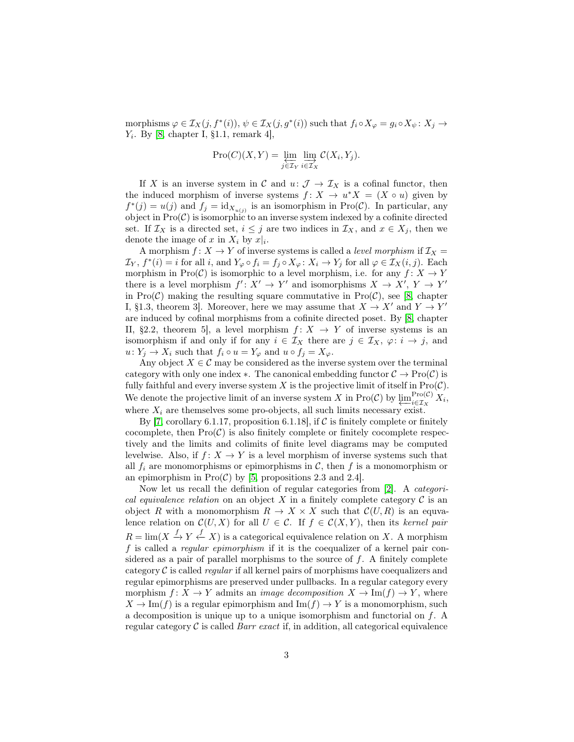morphisms $\varphi \in \mathcal{I}_X(j, f^*(i))$, $\psi \in \mathcal{I}_X(j, g^*(i))$ such that $f_i \circ X_\varphi = g_i \circ X_\psi : X_j \to Y_i$. By [8, chapter I, §1.1, remark 4],

$$\mathrm{Pro}(C)(X, Y) = \varprojlim_{j \in \mathcal{I}_Y} \varinjlim_{i \in \mathcal{I}_X} \mathcal{C}(X_i, Y_j).$$

If $X$ is an inverse system in $\mathcal{C}$ and $u : \mathcal{J} \to \mathcal{I}_X$ is a cofinal functor, then the induced morphism of inverse systems $f : X \to u^* X = (X \circ u)$ given by $f^*(j) = u(j)$ and $f_j = \mathrm{id}_{X_{u(j)}}$ is an isomorphism in $\mathrm{Pro}(\mathcal{C})$. In particular, any object in $\mathrm{Pro}(\mathcal{C})$ is isomorphic to an inverse system indexed by a cofinite directed set. If $\mathcal{I}_X$ is a directed set, $i \leq j$ are two indices in $\mathcal{I}_X$, and $x \in X_j$, then we denote the image of $x$ in $X_i$ by $x|_i$.

A morphism $f : X \to Y$ of inverse systems is called a *level morphism* if $\mathcal{I}_X = \mathcal{I}_Y$, $f^*(i) = i$ for all $i$, and $Y_\varphi \circ f_i = f_j \circ X_\varphi : X_i \to Y_j$ for all $\varphi \in \mathcal{I}_X(i, j)$. Each morphism in $\mathrm{Pro}(\mathcal{C})$ is isomorphic to a level morphism, i.e. for any $f : X \to Y$ there is a level morphism $f' : X' \to Y'$ and isomorphisms $X \to X'$, $Y \to Y'$ in $\mathrm{Pro}(\mathcal{C})$ making the resulting square commutative in $\mathrm{Pro}(\mathcal{C})$, see [8, chapter I, §1.3, theorem 3]. Moreover, here we may assume that $X \to X'$ and $Y \to Y'$ are induced by cofinal morphisms from a cofinite directed poset. By [8, chapter II, §2.2, theorem 5], a level morphism $f : X \to Y$ of inverse systems is an isomorphism if and only if for any $i \in \mathcal{I}_X$ there are $j \in \mathcal{I}_X$, $\varphi : i \to j$, and $u : Y_j \to X_i$ such that $f_i \circ u = Y_\varphi$ and $u \circ f_j = X_\varphi$.

Any object $X \in \mathcal{C}$ may be considered as the inverse system over the terminal category with only one index $*$. The canonical embedding functor $\mathcal{C} \to \mathrm{Pro}(\mathcal{C})$ is fully faithful and every inverse system $X$ is the projective limit of itself in $\mathrm{Pro}(\mathcal{C})$. We denote the projective limit of an inverse system $X$ in $\mathrm{Pro}(\mathcal{C})$ by $\varprojlim^{\mathrm{Pro}(\mathcal{C})}_{i \in \mathcal{I}_X} X_i$, where $X_i$ are themselves some pro-objects, all such limits necessary exist.

By [7, corollary 6.1.17, proposition 6.1.18], if $\mathcal{C}$ is finitely complete or finitely cocomplete, then $\mathrm{Pro}(\mathcal{C})$ is also finitely complete or finitely cocomplete respectively and the limits and colimits of finite level diagrams may be computed levelwise. Also, if $f : X \to Y$ is a level morphism of inverse systems such that all $f_i$ are monomorphisms or epimorphisms in $\mathcal{C}$, then $f$ is a monomorphism or an epimorphism in $\mathrm{Pro}(\mathcal{C})$ by [5, propositions 2.3 and 2.4].

Now let us recall the definition of regular categories from [2]. A *categorical equivalence relation* on an object $X$ in a finitely complete category $\mathcal{C}$ is an object $R$ with a monomorphism $R \to X \times X$ such that $\mathcal{C}(U, R)$ is an equvalence relation on $\mathcal{C}(U, X)$ for all $U \in \mathcal{C}$. If $f \in \mathcal{C}(X, Y)$, then its *kernel pair* $R = \lim(X \xrightarrow{f} Y \xleftarrow{f} X)$ is a categorical equivalence relation on $X$. A morphism $f$ is called a *regular epimorphism* if it is the coequalizer of a kernel pair considered as a pair of parallel morphisms to the source of $f$. A finitely complete category $\mathcal{C}$ is called *regular* if all kernel pairs of morphisms have coequalizers and regular epimorphisms are preserved under pullbacks. In a regular category every morphism $f : X \to Y$ admits an *image decomposition* $X \to \mathrm{Im}(f) \to Y$, where $X \to \mathrm{Im}(f)$ is a regular epimorphism and $\mathrm{Im}(f) \to Y$ is a monomorphism, such a decomposition is unique up to a unique isomorphism and functorial on $f$. A regular category $\mathcal{C}$ is called *Barr exact* if, in addition, all categorical equivalence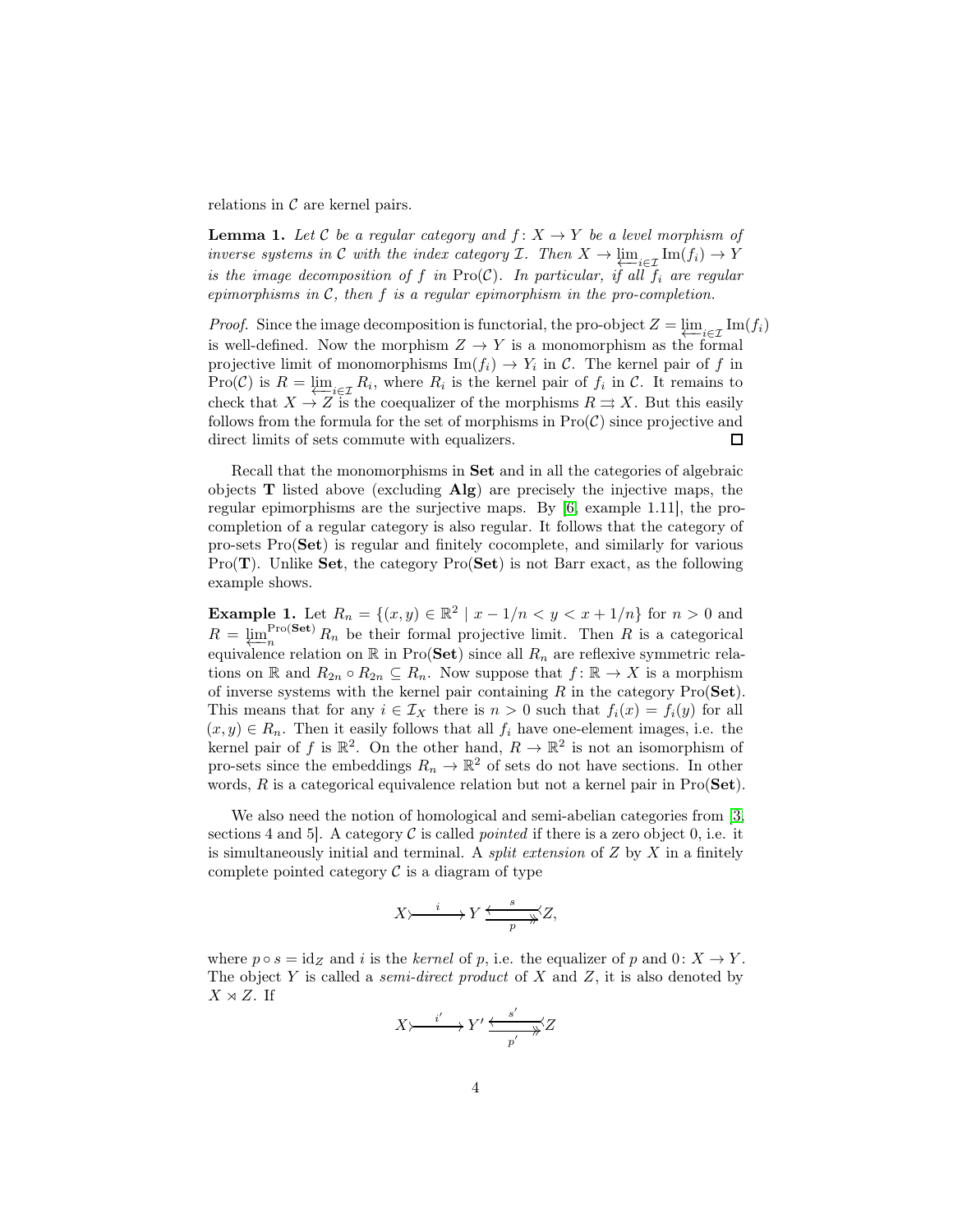relations in $\mathcal{C}$ are kernel pairs.

**Lemma 1.** *Let $\mathcal{C}$ be a regular category and $f\colon X \to Y$ be a level morphism of inverse systems in $\mathcal{C}$ with the index category $\mathcal{I}$. Then $X \to \varprojlim_{i\in\mathcal{I}} \operatorname{Im}(f_i) \to Y$ is the image decomposition of $f$ in $\operatorname{Pro}(\mathcal{C})$. In particular, if all $f_i$ are regular epimorphisms in $\mathcal{C}$, then $f$ is a regular epimorphism in the pro-completion.*

*Proof.* Since the image decomposition is functorial, the pro-object $Z = \varprojlim_{i\in\mathcal{I}} \operatorname{Im}(f_i)$ is well-defined. Now the morphism $Z \to Y$ is a monomorphism as the formal projective limit of monomorphisms $\operatorname{Im}(f_i) \to Y_i$ in $\mathcal{C}$. The kernel pair of $f$ in $\operatorname{Pro}(\mathcal{C})$ is $R = \varprojlim_{i\in\mathcal{I}} R_i$, where $R_i$ is the kernel pair of $f_i$ in $\mathcal{C}$. It remains to check that $X \to Z$ is the coequalizer of the morphisms $R \rightrightarrows X$. But this easily follows from the formula for the set of morphisms in $\operatorname{Pro}(\mathcal{C})$ since projective and direct limits of sets commute with equalizers. ☐

Recall that the monomorphisms in **Set** and in all the categories of algebraic objects **T** listed above (excluding **Alg**) are precisely the injective maps, the regular epimorphisms are the surjective maps. By [6, example 1.11], the pro-completion of a regular category is also regular. It follows that the category of pro-sets $\operatorname{Pro}(\mathbf{Set})$ is regular and finitely cocomplete, and similarly for various $\operatorname{Pro}(\mathbf{T})$. Unlike **Set**, the category $\operatorname{Pro}(\mathbf{Set})$ is not Barr exact, as the following example shows.

**Example 1.** Let $R_n = \{(x, y) \in \mathbb{R}^2 \mid x - 1/n < y < x + 1/n\}$ for $n > 0$ and $R = \varprojlim_n^{\operatorname{Pro}(\mathbf{Set})} R_n$ be their formal projective limit. Then $R$ is a categorical equivalence relation on $\mathbb{R}$ in $\operatorname{Pro}(\mathbf{Set})$ since all $R_n$ are reflexive symmetric relations on $\mathbb{R}$ and $R_{2n} \circ R_{2n} \subseteq R_n$. Now suppose that $f\colon \mathbb{R} \to X$ is a morphism of inverse systems with the kernel pair containing $R$ in the category $\operatorname{Pro}(\mathbf{Set})$. This means that for any $i \in \mathcal{I}_X$ there is $n > 0$ such that $f_i(x) = f_i(y)$ for all $(x, y) \in R_n$. Then it easily follows that all $f_i$ have one-element images, i.e. the kernel pair of $f$ is $\mathbb{R}^2$. On the other hand, $R \to \mathbb{R}^2$ is not an isomorphism of pro-sets since the embeddings $R_n \to \mathbb{R}^2$ of sets do not have sections. In other words, $R$ is a categorical equivalence relation but not a kernel pair in $\operatorname{Pro}(\mathbf{Set})$.

We also need the notion of homological and semi-abelian categories from [3, sections 4 and 5]. A category $\mathcal{C}$ is called *pointed* if there is a zero object $0$, i.e. it is simultaneously initial and terminal. A *split extension* of $Z$ by $X$ in a finitely complete pointed category $\mathcal{C}$ is a diagram of type

$$X \overset{i}{\rightarrowtail} Y \underset{p}{\overset{s}{\leftrightarrows}} Z,$$

where $p \circ s = \mathrm{id}_Z$ and $i$ is the *kernel* of $p$, i.e. the equalizer of $p$ and $0\colon X \to Y$. The object $Y$ is called a *semi-direct product* of $X$ and $Z$, it is also denoted by $X \rtimes Z$. If

$$X \overset{i'}{\rightarrowtail} Y' \underset{p'}{\overset{s'}{\leftrightarrows}} Z$$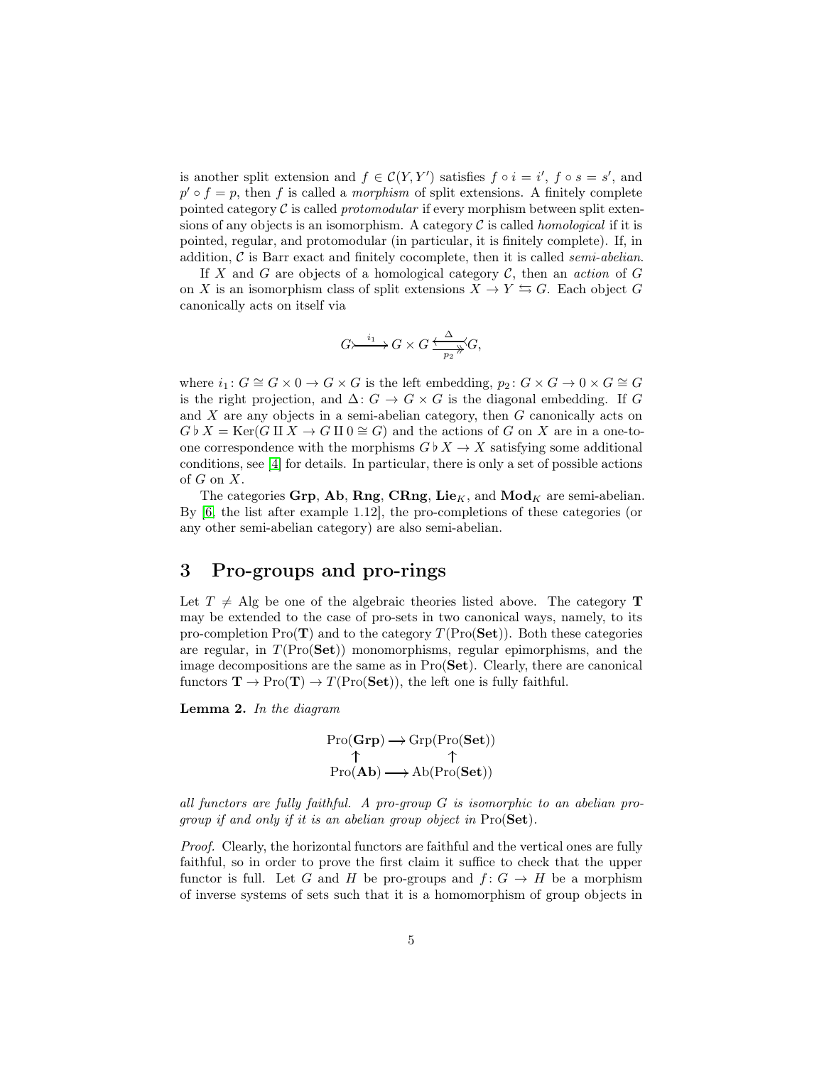is another split extension and $f \in \mathcal{C}(Y, Y')$ satisfies $f \circ i = i'$, $f \circ s = s'$, and $p' \circ f = p$, then $f$ is called a *morphism* of split extensions. A finitely complete pointed category $\mathcal{C}$ is called *protomodular* if every morphism between split extensions of any objects is an isomorphism. A category $\mathcal{C}$ is called *homological* if it is pointed, regular, and protomodular (in particular, it is finitely complete). If, in addition, $\mathcal{C}$ is Barr exact and finitely cocomplete, then it is called *semi-abelian*.

If $X$ and $G$ are objects of a homological category $\mathcal{C}$, then an *action* of $G$ on $X$ is an isomorphism class of split extensions $X \to Y \leftrightarrows G$. Each object $G$ canonically acts on itself via

$$G \xrightarrow{i_1} G \times G \underset{p_2}{\overset{\Delta}{\leftrightarrows}} G,$$

where $i_1 \colon G \cong G \times 0 \to G \times G$ is the left embedding, $p_2 \colon G \times G \to 0 \times G \cong G$ is the right projection, and $\Delta \colon G \to G \times G$ is the diagonal embedding. If $G$ and $X$ are any objects in a semi-abelian category, then $G$ canonically acts on $G \flat X = \mathrm{Ker}(G \amalg X \to G \amalg 0 \cong G)$ and the actions of $G$ on $X$ are in a one-to-one correspondence with the morphisms $G \flat X \to X$ satisfying some additional conditions, see [4] for details. In particular, there is only a set of possible actions of $G$ on $X$.

The categories **Grp**, **Ab**, **Rng**, **CRng**, $\mathbf{Lie}_K$, and $\mathbf{Mod}_K$ are semi-abelian. By [6, the list after example 1.12], the pro-completions of these categories (or any other semi-abelian category) are also semi-abelian.

## 3 Pro-groups and pro-rings

Let $T \neq \mathrm{Alg}$ be one of the algebraic theories listed above. The category $\mathbf{T}$ may be extended to the case of pro-sets in two canonical ways, namely, to its pro-completion $\mathrm{Pro}(\mathbf{T})$ and to the category $T(\mathrm{Pro}(\mathbf{Set}))$. Both these categories are regular, in $T(\mathrm{Pro}(\mathbf{Set}))$ monomorphisms, regular epimorphisms, and the image decompositions are the same as in $\mathrm{Pro}(\mathbf{Set})$. Clearly, there are canonical functors $\mathbf{T} \to \mathrm{Pro}(\mathbf{T}) \to T(\mathrm{Pro}(\mathbf{Set}))$, the left one is fully faithful.

**Lemma 2.** *In the diagram*

$$\begin{array}{ccc} \mathrm{Pro}(\mathbf{Grp}) & \longrightarrow & \mathrm{Grp}(\mathrm{Pro}(\mathbf{Set})) \\ \uparrow & & \uparrow \\ \mathrm{Pro}(\mathbf{Ab}) & \longrightarrow & \mathrm{Ab}(\mathrm{Pro}(\mathbf{Set})) \end{array}$$

*all functors are fully faithful. A pro-group $G$ is isomorphic to an abelian pro-group if and only if it is an abelian group object in* $\mathrm{Pro}(\mathbf{Set})$.

*Proof.* Clearly, the horizontal functors are faithful and the vertical ones are fully faithful, so in order to prove the first claim it suffice to check that the upper functor is full. Let $G$ and $H$ be pro-groups and $f \colon G \to H$ be a morphism of inverse systems of sets such that it is a homomorphism of group objects in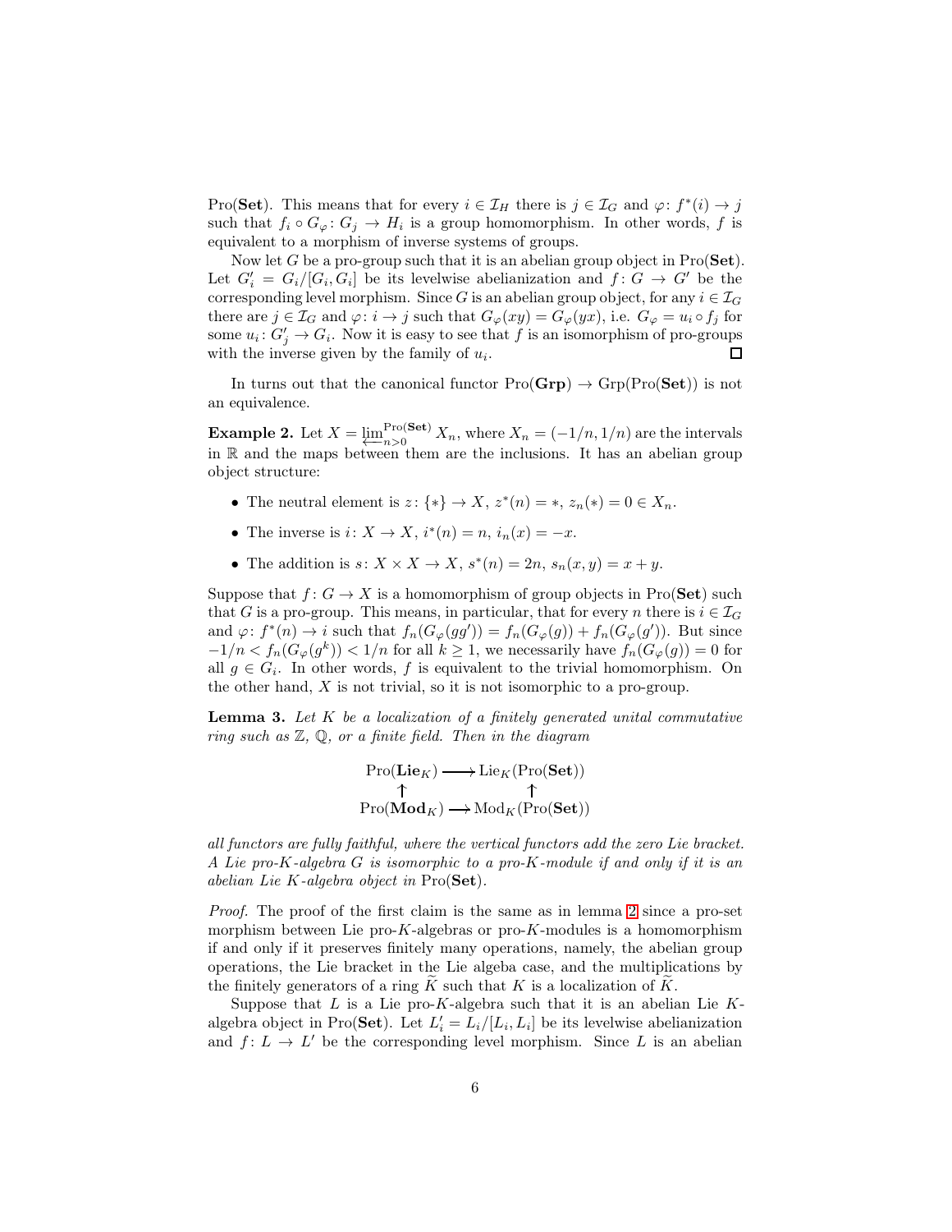Pro(**Set**). This means that for every $i \in \mathcal{I}_H$ there is $j \in \mathcal{I}_G$ and $\varphi\colon f^*(i) \to j$ such that $f_i \circ G_\varphi \colon G_j \to H_i$ is a group homomorphism. In other words, $f$ is equivalent to a morphism of inverse systems of groups.

Now let $G$ be a pro-group such that it is an abelian group object in Pro(**Set**). Let $G'_i = G_i/[G_i, G_i]$ be its levelwise abelianization and $f\colon G \to G'$ be the corresponding level morphism. Since $G$ is an abelian group object, for any $i \in \mathcal{I}_G$ there are $j \in \mathcal{I}_G$ and $\varphi\colon i \to j$ such that $G_\varphi(xy) = G_\varphi(yx)$, i.e. $G_\varphi = u_i \circ f_j$ for some $u_i \colon G'_j \to G_i$. Now it is easy to see that $f$ is an isomorphism of pro-groups with the inverse given by the family of $u_i$. $\square$

In turns out that the canonical functor $\mathrm{Pro}(\mathbf{Grp}) \to \mathrm{Grp}(\mathrm{Pro}(\mathbf{Set}))$ is not an equivalence.

**Example 2.** Let $X = \varprojlim^{\mathrm{Pro}(\mathbf{Set})}_{n>0} X_n$, where $X_n = (-1/n, 1/n)$ are the intervals in $\mathbb{R}$ and the maps between them are the inclusions. It has an abelian group object structure:

- The neutral element is $z\colon \{*\} \to X$, $z^*(n) = *$, $z_n(*) = 0 \in X_n$.
- The inverse is $i\colon X \to X$, $i^*(n) = n$, $i_n(x) = -x$.
- The addition is $s\colon X \times X \to X$, $s^*(n) = 2n$, $s_n(x, y) = x + y$.

Suppose that $f\colon G \to X$ is a homomorphism of group objects in Pro(**Set**) such that $G$ is a pro-group. This means, in particular, that for every $n$ there is $i \in \mathcal{I}_G$ and $\varphi\colon f^*(n) \to i$ such that $f_n(G_\varphi(gg')) = f_n(G_\varphi(g)) + f_n(G_\varphi(g'))$. But since $-1/n < f_n(G_\varphi(g^k)) < 1/n$ for all $k \geq 1$, we necessarily have $f_n(G_\varphi(g)) = 0$ for all $g \in G_i$. In other words, $f$ is equivalent to the trivial homomorphism. On the other hand, $X$ is not trivial, so it is not isomorphic to a pro-group.

**Lemma 3.** *Let $K$ be a localization of a finitely generated unital commutative ring such as $\mathbb{Z}$, $\mathbb{Q}$, or a finite field. Then in the diagram*

$$\begin{array}{ccc} \mathrm{Pro}(\mathbf{Lie}_K) & \longrightarrow & \mathrm{Lie}_K(\mathrm{Pro}(\mathbf{Set})) \\ \uparrow & & \uparrow \\ \mathrm{Pro}(\mathbf{Mod}_K) & \longrightarrow & \mathrm{Mod}_K(\mathrm{Pro}(\mathbf{Set})) \end{array}$$

*all functors are fully faithful, where the vertical functors add the zero Lie bracket. A Lie pro-$K$-algebra $G$ is isomorphic to a pro-$K$-module if and only if it is an abelian Lie $K$-algebra object in* Pro(**Set**).

*Proof.* The proof of the first claim is the same as in lemma 2 since a pro-set morphism between Lie pro-$K$-algebras or pro-$K$-modules is a homomorphism if and only if it preserves finitely many operations, namely, the abelian group operations, the Lie bracket in the Lie algeba case, and the multiplications by the finitely generators of a ring $\widetilde{K}$ such that $K$ is a localization of $\widetilde{K}$.

Suppose that $L$ is a Lie pro-$K$-algebra such that it is an abelian Lie $K$-algebra object in Pro(**Set**). Let $L'_i = L_i/[L_i, L_i]$ be its levelwise abelianization and $f\colon L \to L'$ be the corresponding level morphism. Since $L$ is an abelian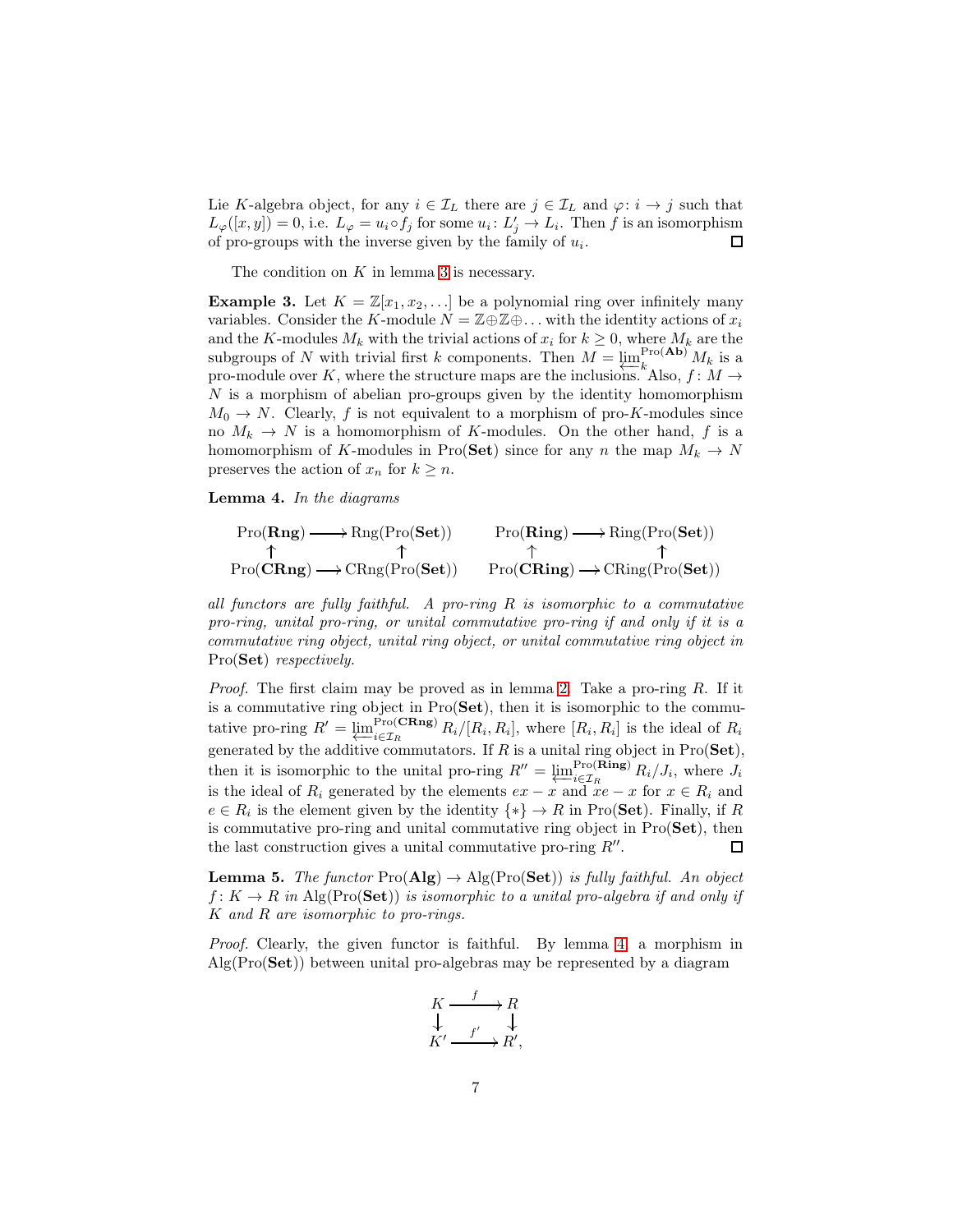Lie $K$-algebra object, for any $i \in \mathcal{I}_L$ there are $j \in \mathcal{I}_L$ and $\varphi\colon i \to j$ such that $L_\varphi([x,y]) = 0$, i.e. $L_\varphi = u_i \circ f_j$ for some $u_i\colon L'_j \to L_i$. Then $f$ is an isomorphism of pro-groups with the inverse given by the family of $u_i$. □

The condition on $K$ in lemma 3 is necessary.

**Example 3.** Let $K = \mathbb{Z}[x_1, x_2, \ldots]$ be a polynomial ring over infinitely many variables. Consider the $K$-module $N = \mathbb{Z} \oplus \mathbb{Z} \oplus \ldots$ with the identity actions of $x_i$ and the $K$-modules $M_k$ with the trivial actions of $x_i$ for $k \geq 0$, where $M_k$ are the subgroups of $N$ with trivial first $k$ components. Then $M = \varprojlim_k^{\mathrm{Pro}(\mathbf{Ab})} M_k$ is a pro-module over $K$, where the structure maps are the inclusions. Also, $f\colon M \to N$ is a morphism of abelian pro-groups given by the identity homomorphism $M_0 \to N$. Clearly, $f$ is not equivalent to a morphism of pro-$K$-modules since no $M_k \to N$ is a homomorphism of $K$-modules. On the other hand, $f$ is a homomorphism of $K$-modules in $\mathrm{Pro}(\mathbf{Set})$ since for any $n$ the map $M_k \to N$ preserves the action of $x_n$ for $k \geq n$.

**Lemma 4.** *In the diagrams*

$$
\begin{array}{ccc}
\mathrm{Pro}(\mathbf{Rng}) & \longrightarrow & \mathrm{Rng}(\mathrm{Pro}(\mathbf{Set})) \\
\uparrow & & \uparrow \\
\mathrm{Pro}(\mathbf{CRng}) & \longrightarrow & \mathrm{CRng}(\mathrm{Pro}(\mathbf{Set}))
\end{array}
\qquad
\begin{array}{ccc}
\mathrm{Pro}(\mathbf{Ring}) & \longrightarrow & \mathrm{Ring}(\mathrm{Pro}(\mathbf{Set})) \\
\uparrow & & \uparrow \\
\mathrm{Pro}(\mathbf{CRing}) & \longrightarrow & \mathrm{CRing}(\mathrm{Pro}(\mathbf{Set}))
\end{array}
$$

*all functors are fully faithful. A pro-ring $R$ is isomorphic to a commutative pro-ring, unital pro-ring, or unital commutative pro-ring if and only if it is a commutative ring object, unital ring object, or unital commutative ring object in* $\mathrm{Pro}(\mathbf{Set})$ *respectively.*

*Proof.* The first claim may be proved as in lemma 2. Take a pro-ring $R$. If it is a commutative ring object in $\mathrm{Pro}(\mathbf{Set})$, then it is isomorphic to the commutative pro-ring $R' = \varprojlim_{i \in \mathcal{I}_R}^{\mathrm{Pro}(\mathbf{CRng})} R_i/[R_i, R_i]$, where $[R_i, R_i]$ is the ideal of $R_i$ generated by the additive commutators. If $R$ is a unital ring object in $\mathrm{Pro}(\mathbf{Set})$, then it is isomorphic to the unital pro-ring $R'' = \varprojlim_{i \in \mathcal{I}_R}^{\mathrm{Pro}(\mathbf{Ring})} R_i/J_i$, where $J_i$ is the ideal of $R_i$ generated by the elements $ex - x$ and $xe - x$ for $x \in R_i$ and $e \in R_i$ is the element given by the identity $\{*\} \to R$ in $\mathrm{Pro}(\mathbf{Set})$. Finally, if $R$ is commutative pro-ring and unital commutative ring object in $\mathrm{Pro}(\mathbf{Set})$, then the last construction gives a unital commutative pro-ring $R''$. □

**Lemma 5.** *The functor* $\mathrm{Pro}(\mathbf{Alg}) \to \mathrm{Alg}(\mathrm{Pro}(\mathbf{Set}))$ *is fully faithful. An object $f\colon K \to R$ in* $\mathrm{Alg}(\mathrm{Pro}(\mathbf{Set}))$ *is isomorphic to a unital pro-algebra if and only if $K$ and $R$ are isomorphic to pro-rings.*

*Proof.* Clearly, the given functor is faithful. By lemma 4, a morphism in $\mathrm{Alg}(\mathrm{Pro}(\mathbf{Set}))$ between unital pro-algebras may be represented by a diagram

$$
\begin{array}{ccc}
K & \xrightarrow{f} & R \\
\downarrow & & \downarrow \\
K' & \xrightarrow{f'} & R',
\end{array}
$$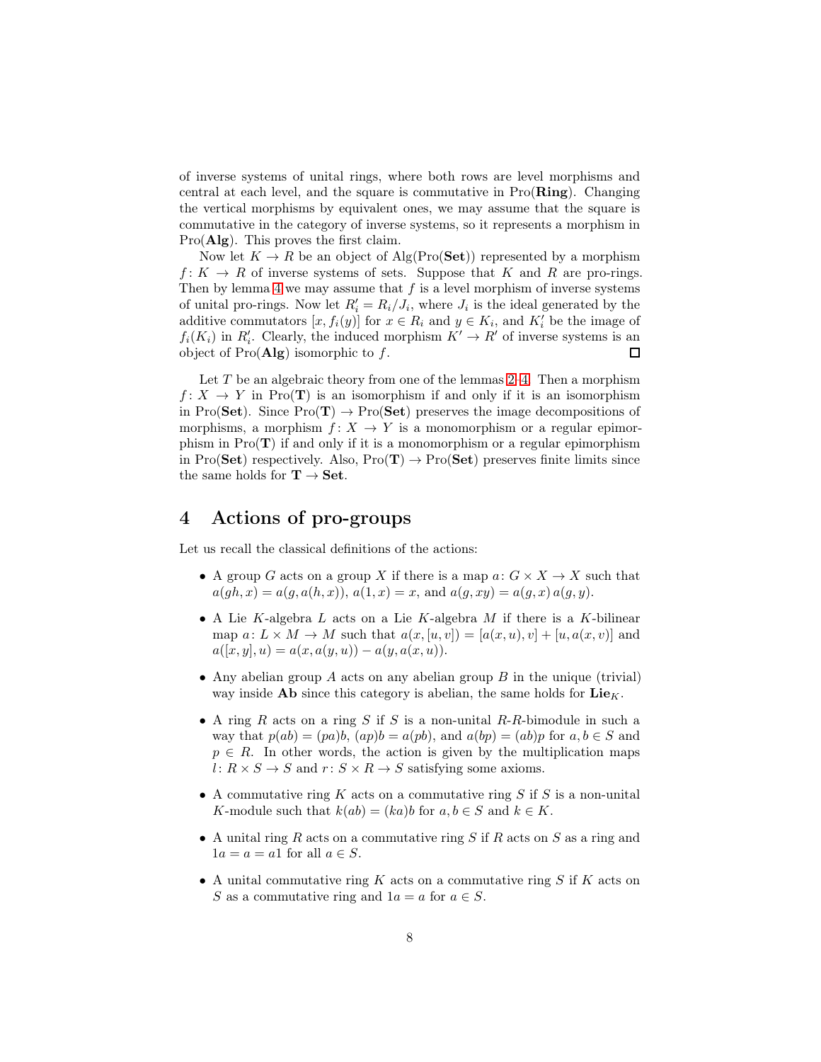of inverse systems of unital rings, where both rows are level morphisms and central at each level, and the square is commutative in Pro(**Ring**). Changing the vertical morphisms by equivalent ones, we may assume that the square is commutative in the category of inverse systems, so it represents a morphism in Pro(**Alg**). This proves the first claim.

Now let $K \to R$ be an object of Alg(Pro(**Set**)) represented by a morphism $f\colon K \to R$ of inverse systems of sets. Suppose that $K$ and $R$ are pro-rings. Then by lemma 4 we may assume that $f$ is a level morphism of inverse systems of unital pro-rings. Now let $R'_i = R_i/J_i$, where $J_i$ is the ideal generated by the additive commutators $[x, f_i(y)]$ for $x \in R_i$ and $y \in K_i$, and $K'_i$ be the image of $f_i(K_i)$ in $R'_i$. Clearly, the induced morphism $K' \to R'$ of inverse systems is an object of Pro(**Alg**) isomorphic to $f$. □

Let $T$ be an algebraic theory from one of the lemmas 2–4. Then a morphism $f\colon X \to Y$ in Pro(**T**) is an isomorphism if and only if it is an isomorphism in Pro(**Set**). Since Pro(**T**) $\to$ Pro(**Set**) preserves the image decompositions of morphisms, a morphism $f\colon X \to Y$ is a monomorphism or a regular epimorphism in Pro(**T**) if and only if it is a monomorphism or a regular epimorphism in Pro(**Set**) respectively. Also, Pro(**T**) $\to$ Pro(**Set**) preserves finite limits since the same holds for **T** $\to$ **Set**.

# 4 Actions of pro-groups

Let us recall the classical definitions of the actions:

- A group $G$ acts on a group $X$ if there is a map $a\colon G \times X \to X$ such that $a(gh, x) = a(g, a(h, x))$, $a(1, x) = x$, and $a(g, xy) = a(g, x)\, a(g, y)$.
- A Lie $K$-algebra $L$ acts on a Lie $K$-algebra $M$ if there is a $K$-bilinear map $a\colon L \times M \to M$ such that $a(x, [u, v]) = [a(x, u), v] + [u, a(x, v)]$ and $a([x, y], u) = a(x, a(y, u)) - a(y, a(x, u))$.
- Any abelian group $A$ acts on any abelian group $B$ in the unique (trivial) way inside **Ab** since this category is abelian, the same holds for $\mathbf{Lie}_K$.
- A ring $R$ acts on a ring $S$ if $S$ is a non-unital $R$-$R$-bimodule in such a way that $p(ab) = (pa)b$, $(ap)b = a(pb)$, and $a(bp) = (ab)p$ for $a, b \in S$ and $p \in R$. In other words, the action is given by the multiplication maps $l\colon R \times S \to S$ and $r\colon S \times R \to S$ satisfying some axioms.
- A commutative ring $K$ acts on a commutative ring $S$ if $S$ is a non-unital $K$-module such that $k(ab) = (ka)b$ for $a, b \in S$ and $k \in K$.
- A unital ring $R$ acts on a commutative ring $S$ if $R$ acts on $S$ as a ring and $1a = a = a1$ for all $a \in S$.
- A unital commutative ring $K$ acts on a commutative ring $S$ if $K$ acts on $S$ as a commutative ring and $1a = a$ for $a \in S$.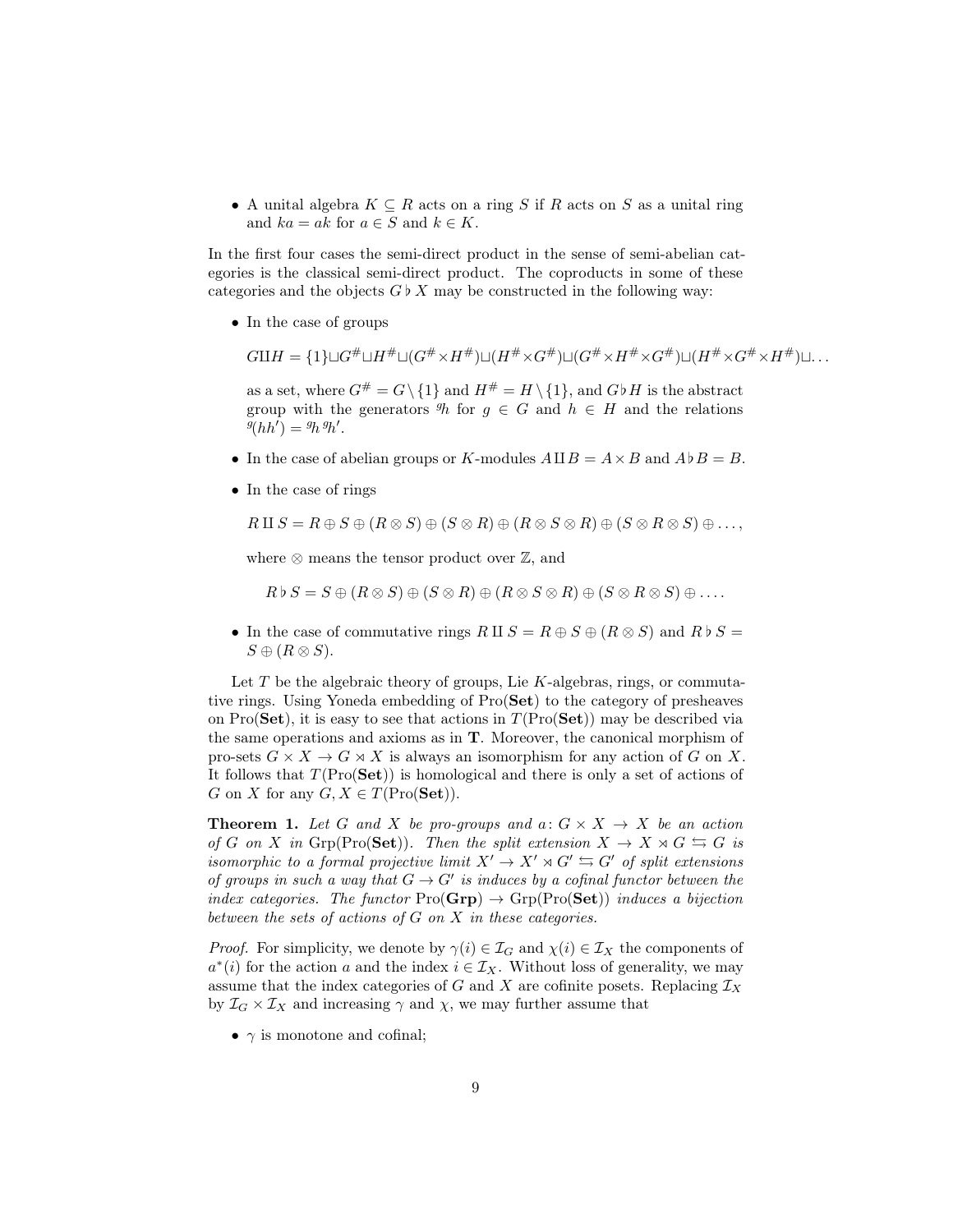- A unital algebra $K \subseteq R$ acts on a ring $S$ if $R$ acts on $S$ as a unital ring and $ka = ak$ for $a \in S$ and $k \in K$.

In the first four cases the semi-direct product in the sense of semi-abelian categories is the classical semi-direct product. The coproducts in some of these categories and the objects $G \flat X$ may be constructed in the following way:

- In the case of groups

  $$G \amalg H = \{1\} \sqcup G^\# \sqcup H^\# \sqcup (G^\# \times H^\#) \sqcup (H^\# \times G^\#) \sqcup (G^\# \times H^\# \times G^\#) \sqcup (H^\# \times G^\# \times H^\#) \sqcup \ldots$$

  as a set, where $G^\# = G \setminus \{1\}$ and $H^\# = H \setminus \{1\}$, and $G \flat H$ is the abstract group with the generators ${}^g h$ for $g \in G$ and $h \in H$ and the relations ${}^g(hh') = {}^g h \, {}^g h'$.

- In the case of abelian groups or $K$-modules $A \amalg B = A \times B$ and $A \flat B = B$.

- In the case of rings

  $$R \amalg S = R \oplus S \oplus (R \otimes S) \oplus (S \otimes R) \oplus (R \otimes S \otimes R) \oplus (S \otimes R \otimes S) \oplus \ldots,$$

  where $\otimes$ means the tensor product over $\mathbb{Z}$, and

  $$R \flat S = S \oplus (R \otimes S) \oplus (S \otimes R) \oplus (R \otimes S \otimes R) \oplus (S \otimes R \otimes S) \oplus \ldots.$$

- In the case of commutative rings $R \amalg S = R \oplus S \oplus (R \otimes S)$ and $R \flat S = S \oplus (R \otimes S)$.

Let $T$ be the algebraic theory of groups, Lie $K$-algebras, rings, or commutative rings. Using Yoneda embedding of $\mathrm{Pro}(\mathbf{Set})$ to the category of presheaves on $\mathrm{Pro}(\mathbf{Set})$, it is easy to see that actions in $T(\mathrm{Pro}(\mathbf{Set}))$ may be described via the same operations and axioms as in $\mathbf{T}$. Moreover, the canonical morphism of pro-sets $G \times X \to G \ltimes X$ is always an isomorphism for any action of $G$ on $X$. It follows that $T(\mathrm{Pro}(\mathbf{Set}))$ is homological and there is only a set of actions of $G$ on $X$ for any $G, X \in T(\mathrm{Pro}(\mathbf{Set}))$.

**Theorem 1.** *Let $G$ and $X$ be pro-groups and $a\colon G \times X \to X$ be an action of $G$ on $X$ in $\mathrm{Grp}(\mathrm{Pro}(\mathbf{Set}))$. Then the split extension $X \to X \rtimes G \leftrightarrows G$ is isomorphic to a formal projective limit $X' \to X' \rtimes G' \leftrightarrows G'$ of split extensions of groups in such a way that $G \to G'$ is induces by a cofinal functor between the index categories. The functor $\mathrm{Pro}(\mathbf{Grp}) \to \mathrm{Grp}(\mathrm{Pro}(\mathbf{Set}))$ induces a bijection between the sets of actions of $G$ on $X$ in these categories.*

*Proof.* For simplicity, we denote by $\gamma(i) \in \mathcal{I}_G$ and $\chi(i) \in \mathcal{I}_X$ the components of $a^*(i)$ for the action $a$ and the index $i \in \mathcal{I}_X$. Without loss of generality, we may assume that the index categories of $G$ and $X$ are cofinite posets. Replacing $\mathcal{I}_X$ by $\mathcal{I}_G \times \mathcal{I}_X$ and increasing $\gamma$ and $\chi$, we may further assume that

- $\gamma$ is monotone and cofinal;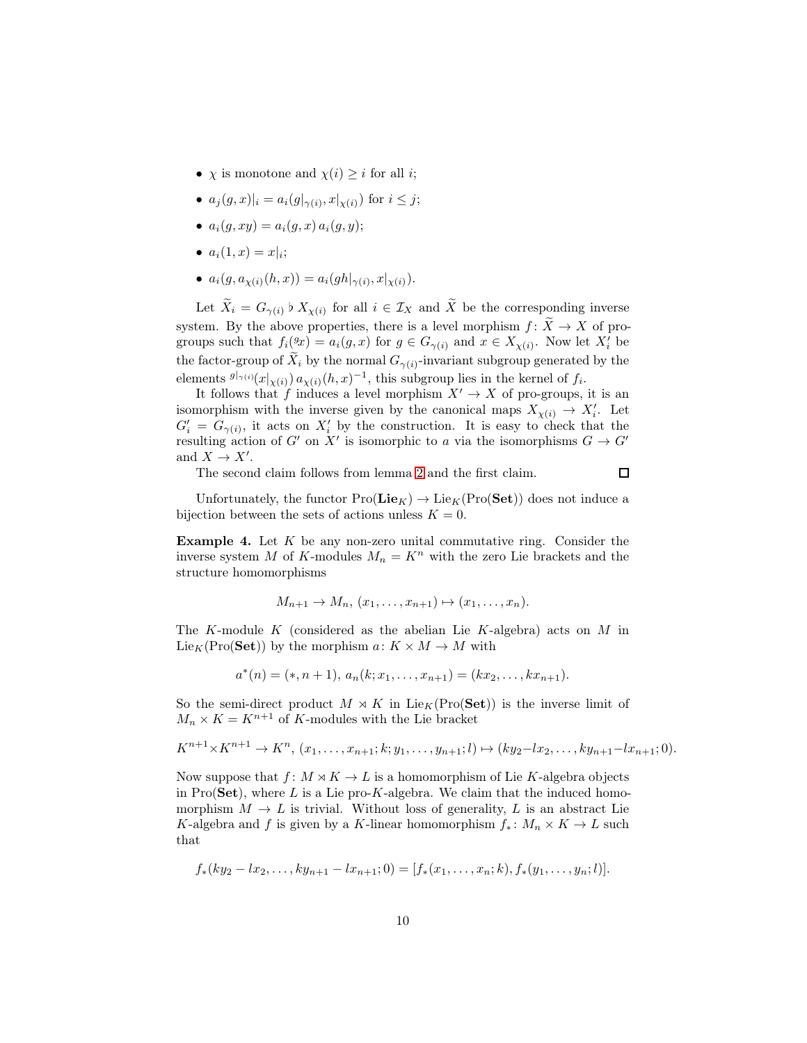- $\chi$ is monotone and $\chi(i) \geq i$ for all $i$;
- $a_j(g, x)|_i = a_i(g|_{\gamma(i)}, x|_{\chi(i)})$ for $i \leq j$;
- $a_i(g, xy) = a_i(g, x)\, a_i(g, y)$;
- $a_i(1, x) = x|_i$;
- $a_i(g, a_{\chi(i)}(h, x)) = a_i(gh|_{\gamma(i)}, x|_{\chi(i)})$.

Let $\widetilde{X}_i = G_{\gamma(i)} \flat X_{\chi(i)}$ for all $i \in \mathcal{I}_X$ and $\widetilde{X}$ be the corresponding inverse system. By the above properties, there is a level morphism $f \colon \widetilde{X} \to X$ of pro-groups such that $f_i({}^g x) = a_i(g, x)$ for $g \in G_{\gamma(i)}$ and $x \in X_{\chi(i)}$. Now let $X'_i$ be the factor-group of $\widetilde{X}_i$ by the normal $G_{\gamma(i)}$-invariant subgroup generated by the elements ${}^{g|_{\gamma(i)}}(x|_{\chi(i)})\, a_{\chi(i)}(h, x)^{-1}$, this subgroup lies in the kernel of $f_i$.

It follows that $f$ induces a level morphism $X' \to X$ of pro-groups, it is an isomorphism with the inverse given by the canonical maps $X_{\chi(i)} \to X'_i$. Let $G'_i = G_{\gamma(i)}$, it acts on $X'_i$ by the construction. It is easy to check that the resulting action of $G'$ on $X'$ is isomorphic to $a$ via the isomorphisms $G \to G'$ and $X \to X'$.

The second claim follows from lemma 2 and the first claim. $\square$

Unfortunately, the functor $\mathrm{Pro}(\mathbf{Lie}_K) \to \mathrm{Lie}_K(\mathrm{Pro}(\mathbf{Set}))$ does not induce a bijection between the sets of actions unless $K = 0$.

**Example 4.** Let $K$ be any non-zero unital commutative ring. Consider the inverse system $M$ of $K$-modules $M_n = K^n$ with the zero Lie brackets and the structure homomorphisms

$$M_{n+1} \to M_n,\ (x_1, \ldots, x_{n+1}) \mapsto (x_1, \ldots, x_n).$$

The $K$-module $K$ (considered as the abelian Lie $K$-algebra) acts on $M$ in $\mathrm{Lie}_K(\mathrm{Pro}(\mathbf{Set}))$ by the morphism $a \colon K \times M \to M$ with

$$a^*(n) = (*, n+1),\ a_n(k; x_1, \ldots, x_{n+1}) = (kx_2, \ldots, kx_{n+1}).$$

So the semi-direct product $M \rtimes K$ in $\mathrm{Lie}_K(\mathrm{Pro}(\mathbf{Set}))$ is the inverse limit of $M_n \times K = K^{n+1}$ of $K$-modules with the Lie bracket

$$K^{n+1} \times K^{n+1} \to K^n,\ (x_1, \ldots, x_{n+1}; k; y_1, \ldots, y_{n+1}; l) \mapsto (ky_2 - lx_2, \ldots, ky_{n+1} - lx_{n+1}; 0).$$

Now suppose that $f \colon M \rtimes K \to L$ is a homomorphism of Lie $K$-algebra objects in $\mathrm{Pro}(\mathbf{Set})$, where $L$ is a Lie pro-$K$-algebra. We claim that the induced homomorphism $M \to L$ is trivial. Without loss of generality, $L$ is an abstract Lie $K$-algebra and $f$ is given by a $K$-linear homomorphism $f_* \colon M_n \times K \to L$ such that

$$f_*(ky_2 - lx_2, \ldots, ky_{n+1} - lx_{n+1}; 0) = [f_*(x_1, \ldots, x_n; k), f_*(y_1, \ldots, y_n; l)].$$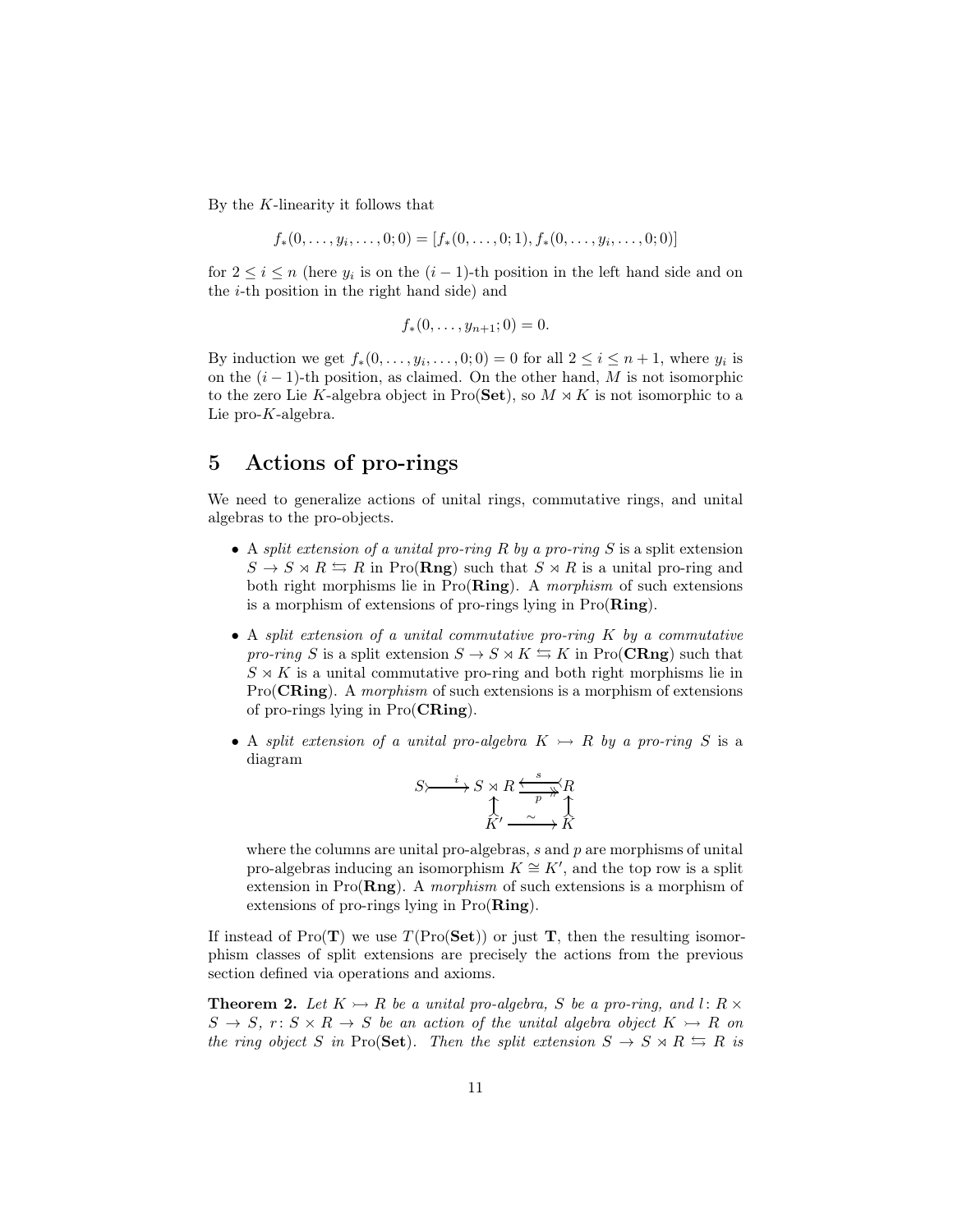By the $K$-linearity it follows that

$$f_*(0, \ldots, y_i, \ldots, 0; 0) = [f_*(0, \ldots, 0; 1), f_*(0, \ldots, y_i, \ldots, 0; 0)]$$

for $2 \leq i \leq n$ (here $y_i$ is on the $(i-1)$-th position in the left hand side and on the $i$-th position in the right hand side) and

$$f_*(0, \ldots, y_{n+1}; 0) = 0.$$

By induction we get $f_*(0, \ldots, y_i, \ldots, 0; 0) = 0$ for all $2 \leq i \leq n+1$, where $y_i$ is on the $(i-1)$-th position, as claimed. On the other hand, $M$ is not isomorphic to the zero Lie $K$-algebra object in $\mathrm{Pro}(\mathbf{Set})$, so $M \rtimes K$ is not isomorphic to a Lie pro-$K$-algebra.

# 5 Actions of pro-rings

We need to generalize actions of unital rings, commutative rings, and unital algebras to the pro-objects.

- A *split extension of a unital pro-ring $R$ by a pro-ring $S$* is a split extension $S \to S \rtimes R \leftrightarrows R$ in $\mathrm{Pro}(\mathbf{Rng})$ such that $S \rtimes R$ is a unital pro-ring and both right morphisms lie in $\mathrm{Pro}(\mathbf{Ring})$. A *morphism* of such extensions is a morphism of extensions of pro-rings lying in $\mathrm{Pro}(\mathbf{Ring})$.

- A *split extension of a unital commutative pro-ring $K$ by a commutative pro-ring $S$* is a split extension $S \to S \rtimes K \leftrightarrows K$ in $\mathrm{Pro}(\mathbf{CRng})$ such that $S \rtimes K$ is a unital commutative pro-ring and both right morphisms lie in $\mathrm{Pro}(\mathbf{CRing})$. A *morphism* of such extensions is a morphism of extensions of pro-rings lying in $\mathrm{Pro}(\mathbf{CRing})$.

- A *split extension of a unital pro-algebra $K \rightarrowtail R$ by a pro-ring $S$* is a diagram

$$\begin{array}{ccccc} S & \xrightarrow{i} & S \rtimes R & \underset{p}{\overset{s}{\leftrightarrows}} & R \\ & & \uparrow & & \uparrow \\ & & K' & \xrightarrow{\sim} & K \end{array}$$

  where the columns are unital pro-algebras, $s$ and $p$ are morphisms of unital pro-algebras inducing an isomorphism $K \cong K'$, and the top row is a split extension in $\mathrm{Pro}(\mathbf{Rng})$. A *morphism* of such extensions is a morphism of extensions of pro-rings lying in $\mathrm{Pro}(\mathbf{Ring})$.

If instead of $\mathrm{Pro}(\mathbf{T})$ we use $T(\mathrm{Pro}(\mathbf{Set}))$ or just $\mathbf{T}$, then the resulting isomorphism classes of split extensions are precisely the actions from the previous section defined via operations and axioms.

**Theorem 2.** *Let $K \rightarrowtail R$ be a unital pro-algebra, $S$ be a pro-ring, and $l \colon R \times S \to S$, $r \colon S \times R \to S$ be an action of the unital algebra object $K \rightarrowtail R$ on the ring object $S$ in $\mathrm{Pro}(\mathbf{Set})$. Then the split extension $S \to S \rtimes R \leftrightarrows R$ is*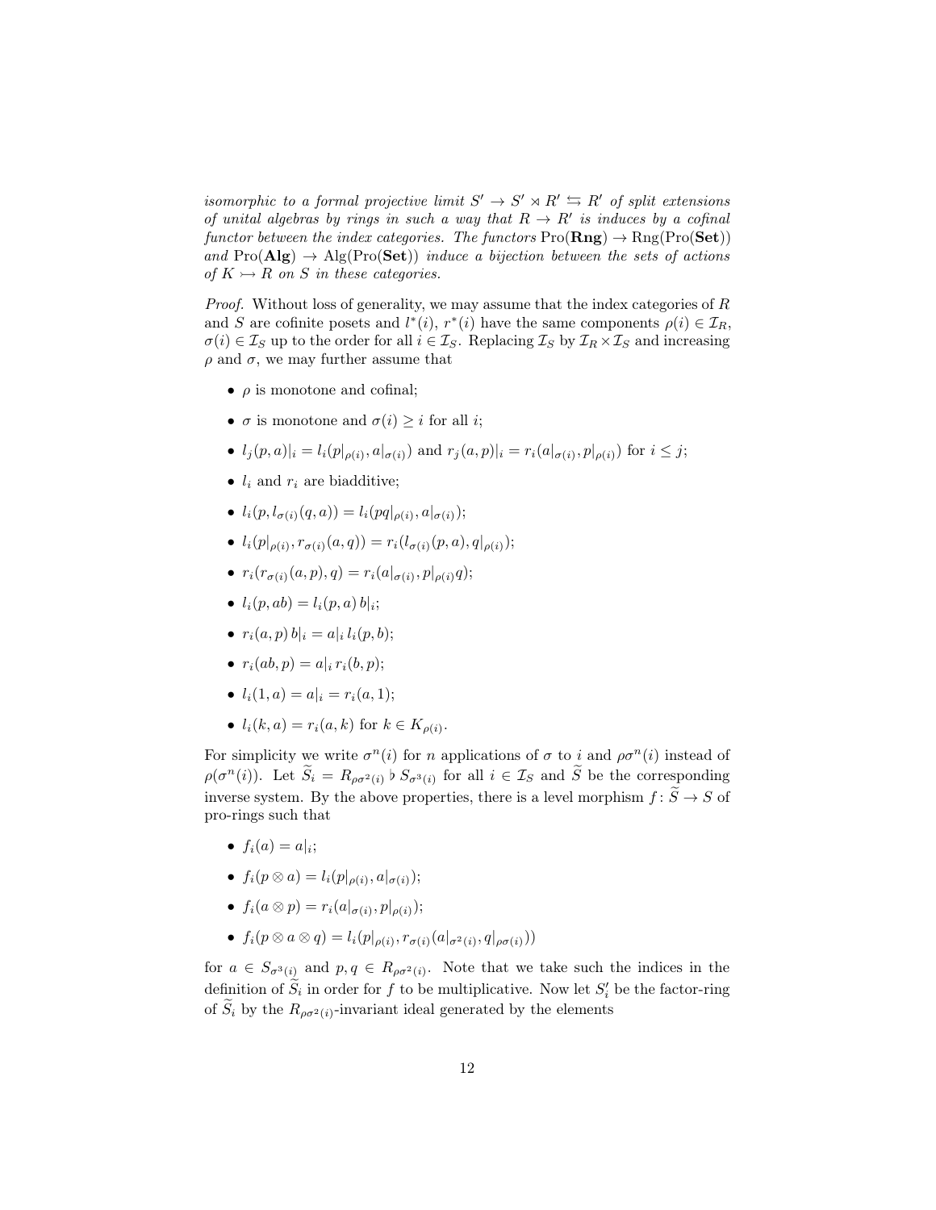*isomorphic to a formal projective limit $S' \to S' \rtimes R' \leftrightarrows R'$ of split extensions of unital algebras by rings in such a way that $R \to R'$ is induces by a cofinal functor between the index categories. The functors $\mathrm{Pro}(\mathbf{Rng}) \to \mathrm{Rng}(\mathrm{Pro}(\mathbf{Set}))$ and $\mathrm{Pro}(\mathbf{Alg}) \to \mathrm{Alg}(\mathrm{Pro}(\mathbf{Set}))$ induce a bijection between the sets of actions of $K \rightarrowtail R$ on $S$ in these categories.*

*Proof.* Without loss of generality, we may assume that the index categories of $R$ and $S$ are cofinite posets and $l^*(i)$, $r^*(i)$ have the same components $\rho(i) \in \mathcal{I}_R$, $\sigma(i) \in \mathcal{I}_S$ up to the order for all $i \in \mathcal{I}_S$. Replacing $\mathcal{I}_S$ by $\mathcal{I}_R \times \mathcal{I}_S$ and increasing $\rho$ and $\sigma$, we may further assume that

- $\rho$ is monotone and cofinal;
- $\sigma$ is monotone and $\sigma(i) \geq i$ for all $i$;
- $l_j(p, a)|_i = l_i(p|_{\rho(i)}, a|_{\sigma(i)})$ and $r_j(a, p)|_i = r_i(a|_{\sigma(i)}, p|_{\rho(i)})$ for $i \leq j$;
- $l_i$ and $r_i$ are biadditive;
- $l_i(p, l_{\sigma(i)}(q, a)) = l_i(pq|_{\rho(i)}, a|_{\sigma(i)})$;
- $l_i(p|_{\rho(i)}, r_{\sigma(i)}(a, q)) = r_i(l_{\sigma(i)}(p, a), q|_{\rho(i)})$;
- $r_i(r_{\sigma(i)}(a, p), q) = r_i(a|_{\sigma(i)}, p|_{\rho(i)}q)$;
- $l_i(p, ab) = l_i(p, a)\, b|_i$;
- $r_i(a, p)\, b|_i = a|_i\, l_i(p, b)$;
- $r_i(ab, p) = a|_i\, r_i(b, p)$;
- $l_i(1, a) = a|_i = r_i(a, 1)$;
- $l_i(k, a) = r_i(a, k)$ for $k \in K_{\rho(i)}$.

For simplicity we write $\sigma^n(i)$ for $n$ applications of $\sigma$ to $i$ and $\rho\sigma^n(i)$ instead of $\rho(\sigma^n(i))$. Let $\widetilde{S}_i = R_{\rho\sigma^2(i)} \flat S_{\sigma^3(i)}$ for all $i \in \mathcal{I}_S$ and $\widetilde{S}$ be the corresponding inverse system. By the above properties, there is a level morphism $f \colon \widetilde{S} \to S$ of pro-rings such that

- $f_i(a) = a|_i$;
- $f_i(p \otimes a) = l_i(p|_{\rho(i)}, a|_{\sigma(i)})$;
- $f_i(a \otimes p) = r_i(a|_{\sigma(i)}, p|_{\rho(i)})$;
- $f_i(p \otimes a \otimes q) = l_i(p|_{\rho(i)}, r_{\sigma(i)}(a|_{\sigma^2(i)}, q|_{\rho\sigma(i)}))$

for $a \in S_{\sigma^3(i)}$ and $p, q \in R_{\rho\sigma^2(i)}$. Note that we take such the indices in the definition of $\widetilde{S}_i$ in order for $f$ to be multiplicative. Now let $S'_i$ be the factor-ring of $\widetilde{S}_i$ by the $R_{\rho\sigma^2(i)}$-invariant ideal generated by the elements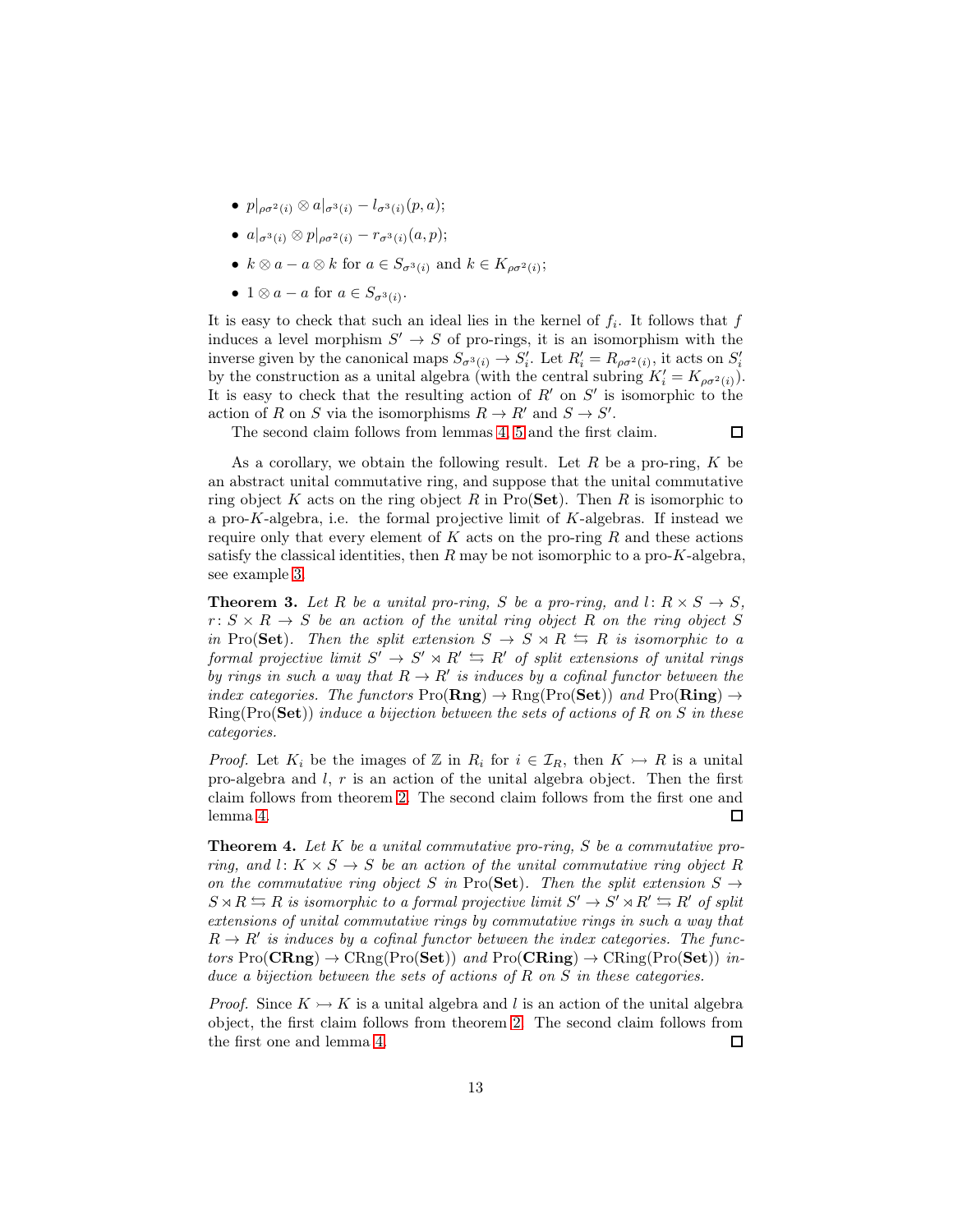- $p|_{\rho\sigma^2(i)} \otimes a|_{\sigma^3(i)} - l_{\sigma^3(i)}(p, a)$;
- $a|_{\sigma^3(i)} \otimes p|_{\rho\sigma^2(i)} - r_{\sigma^3(i)}(a, p)$;
- $k \otimes a - a \otimes k$ for $a \in S_{\sigma^3(i)}$ and $k \in K_{\rho\sigma^2(i)}$;
- $1 \otimes a - a$ for $a \in S_{\sigma^3(i)}$.

It is easy to check that such an ideal lies in the kernel of $f_i$. It follows that $f$ induces a level morphism $S' \to S$ of pro-rings, it is an isomorphism with the inverse given by the canonical maps $S_{\sigma^3(i)} \to S'_i$. Let $R'_i = R_{\rho\sigma^2(i)}$, it acts on $S'_i$ by the construction as a unital algebra (with the central subring $K'_i = K_{\rho\sigma^2(i)}$). It is easy to check that the resulting action of $R'$ on $S'$ is isomorphic to the action of $R$ on $S$ via the isomorphisms $R \to R'$ and $S \to S'$.

The second claim follows from lemmas 4, 5 and the first claim. □

As a corollary, we obtain the following result. Let $R$ be a pro-ring, $K$ be an abstract unital commutative ring, and suppose that the unital commutative ring object $K$ acts on the ring object $R$ in $\mathrm{Pro}(\mathbf{Set})$. Then $R$ is isomorphic to a pro-$K$-algebra, i.e. the formal projective limit of $K$-algebras. If instead we require only that every element of $K$ acts on the pro-ring $R$ and these actions satisfy the classical identities, then $R$ may be not isomorphic to a pro-$K$-algebra, see example 3.

**Theorem 3.** *Let $R$ be a unital pro-ring, $S$ be a pro-ring, and $l \colon R \times S \to S$, $r \colon S \times R \to S$ be an action of the unital ring object $R$ on the ring object $S$ in $\mathrm{Pro}(\mathbf{Set})$. Then the split extension $S \to S \rtimes R \leftrightarrows R$ is isomorphic to a formal projective limit $S' \to S' \rtimes R' \leftrightarrows R'$ of split extensions of unital rings by rings in such a way that $R \to R'$ is induces by a cofinal functor between the index categories. The functors $\mathrm{Pro}(\mathbf{Rng}) \to \mathrm{Rng}(\mathrm{Pro}(\mathbf{Set}))$ and $\mathrm{Pro}(\mathbf{Ring}) \to \mathrm{Ring}(\mathrm{Pro}(\mathbf{Set}))$ induce a bijection between the sets of actions of $R$ on $S$ in these categories.*

*Proof.* Let $K_i$ be the images of $\mathbb{Z}$ in $R_i$ for $i \in \mathcal{I}_R$, then $K \rightarrowtail R$ is a unital pro-algebra and $l$, $r$ is an action of the unital algebra object. Then the first claim follows from theorem 2. The second claim follows from the first one and lemma 4. □

**Theorem 4.** *Let $K$ be a unital commutative pro-ring, $S$ be a commutative pro-ring, and $l \colon K \times S \to S$ be an action of the unital commutative ring object $R$ on the commutative ring object $S$ in $\mathrm{Pro}(\mathbf{Set})$. Then the split extension $S \to S \rtimes R \leftrightarrows R$ is isomorphic to a formal projective limit $S' \to S' \rtimes R' \leftrightarrows R'$ of split extensions of unital commutative rings by commutative rings in such a way that $R \to R'$ is induces by a cofinal functor between the index categories. The functors $\mathrm{Pro}(\mathbf{CRng}) \to \mathrm{CRng}(\mathrm{Pro}(\mathbf{Set}))$ and $\mathrm{Pro}(\mathbf{CRing}) \to \mathrm{CRing}(\mathrm{Pro}(\mathbf{Set}))$ induce a bijection between the sets of actions of $R$ on $S$ in these categories.*

*Proof.* Since $K \rightarrowtail K$ is a unital algebra and $l$ is an action of the unital algebra object, the first claim follows from theorem 2. The second claim follows from the first one and lemma 4. □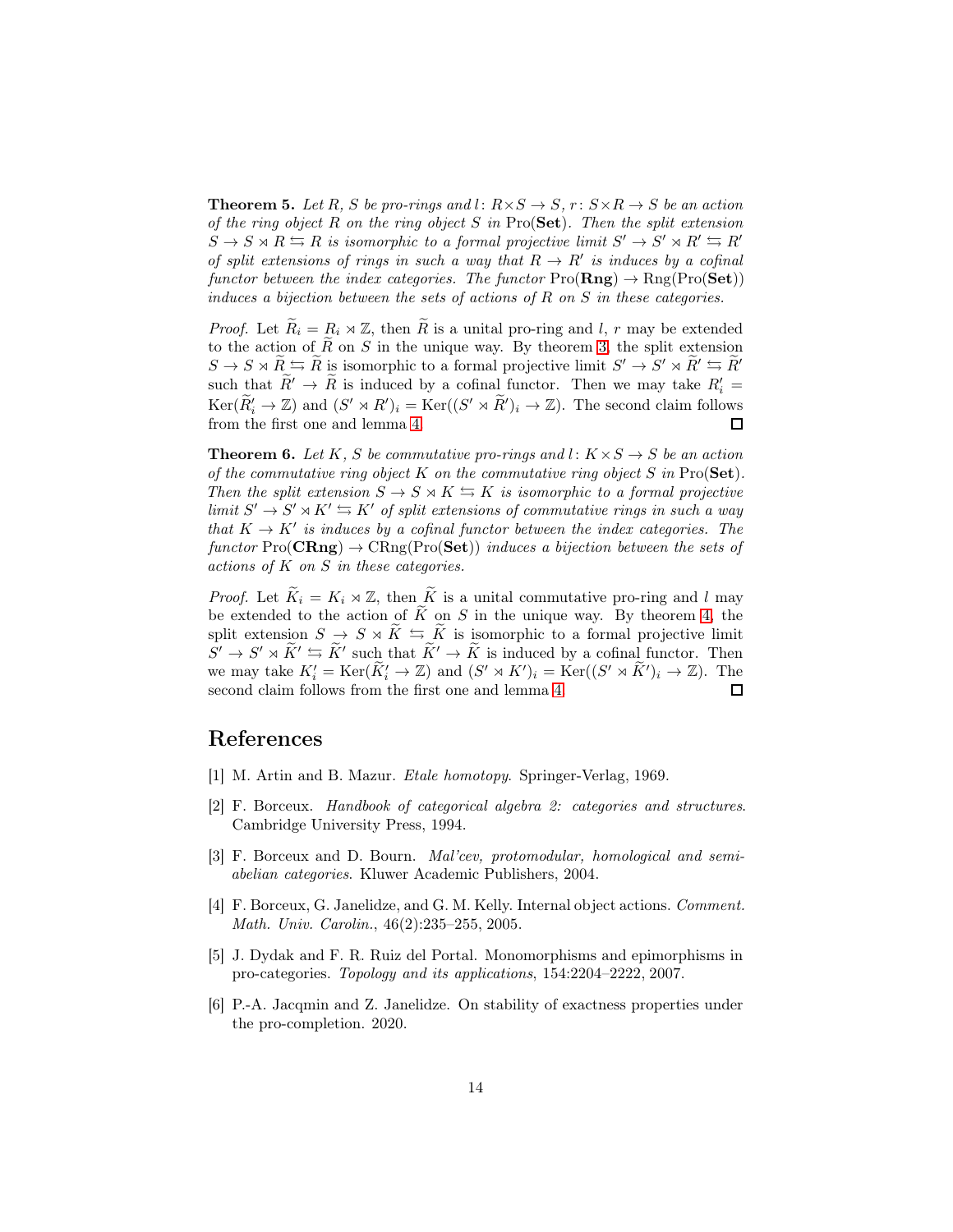**Theorem 5.** *Let $R$, $S$ be pro-rings and $l\colon R \times S \to S$, $r\colon S \times R \to S$ be an action of the ring object $R$ on the ring object $S$ in $\mathrm{Pro}(\mathbf{Set})$. Then the split extension $S \to S \rtimes R \leftrightarrows R$ is isomorphic to a formal projective limit $S' \to S' \rtimes R' \leftrightarrows R'$ of split extensions of rings in such a way that $R \to R'$ is induces by a cofinal functor between the index categories. The functor $\mathrm{Pro}(\mathbf{Rng}) \to \mathrm{Rng}(\mathrm{Pro}(\mathbf{Set}))$ induces a bijection between the sets of actions of $R$ on $S$ in these categories.*

*Proof.* Let $\widetilde{R}_i = R_i \rtimes \mathbb{Z}$, then $\widetilde{R}$ is a unital pro-ring and $l$, $r$ may be extended to the action of $\widetilde{R}$ on $S$ in the unique way. By theorem 3, the split extension $S \to S \rtimes \widetilde{R} \leftrightarrows \widetilde{R}$ is isomorphic to a formal projective limit $S' \to S' \rtimes \widetilde{R}' \leftrightarrows \widetilde{R}'$ such that $\widetilde{R}' \to \widetilde{R}$ is induced by a cofinal functor. Then we may take $R'_i = \mathrm{Ker}(\widetilde{R}'_i \to \mathbb{Z})$ and $(S' \rtimes R')_i = \mathrm{Ker}((S' \rtimes \widetilde{R}')_i \to \mathbb{Z})$. The second claim follows from the first one and lemma 4. $\square$

**Theorem 6.** *Let $K$, $S$ be commutative pro-rings and $l\colon K \times S \to S$ be an action of the commutative ring object $K$ on the commutative ring object $S$ in $\mathrm{Pro}(\mathbf{Set})$. Then the split extension $S \to S \rtimes K \leftrightarrows K$ is isomorphic to a formal projective limit $S' \to S' \rtimes K' \leftrightarrows K'$ of split extensions of commutative rings in such a way that $K \to K'$ is induces by a cofinal functor between the index categories. The functor $\mathrm{Pro}(\mathbf{CRng}) \to \mathrm{CRng}(\mathrm{Pro}(\mathbf{Set}))$ induces a bijection between the sets of actions of $K$ on $S$ in these categories.*

*Proof.* Let $\widetilde{K}_i = K_i \rtimes \mathbb{Z}$, then $\widetilde{K}$ is a unital commutative pro-ring and $l$ may be extended to the action of $\widetilde{K}$ on $S$ in the unique way. By theorem 4, the split extension $S \to S \rtimes \widetilde{K} \leftrightarrows \widetilde{K}$ is isomorphic to a formal projective limit $S' \to S' \rtimes \widetilde{K}' \leftrightarrows \widetilde{K}'$ such that $\widetilde{K}' \to \widetilde{K}$ is induced by a cofinal functor. Then we may take $K'_i = \mathrm{Ker}(\widetilde{K}'_i \to \mathbb{Z})$ and $(S' \rtimes K')_i = \mathrm{Ker}((S' \rtimes \widetilde{K}')_i \to \mathbb{Z})$. The second claim follows from the first one and lemma 4. $\square$

# References

[1] M. Artin and B. Mazur. *Etale homotopy*. Springer-Verlag, 1969.

[2] F. Borceux. *Handbook of categorical algebra 2: categories and structures*. Cambridge University Press, 1994.

[3] F. Borceux and D. Bourn. *Mal'cev, protomodular, homological and semi-abelian categories*. Kluwer Academic Publishers, 2004.

[4] F. Borceux, G. Janelidze, and G. M. Kelly. Internal object actions. *Comment. Math. Univ. Carolin.*, 46(2):235–255, 2005.

[5] J. Dydak and F. R. Ruiz del Portal. Monomorphisms and epimorphisms in pro-categories. *Topology and its applications*, 154:2204–2222, 2007.

[6] P.-A. Jacqmin and Z. Janelidze. On stability of exactness properties under the pro-completion. 2020.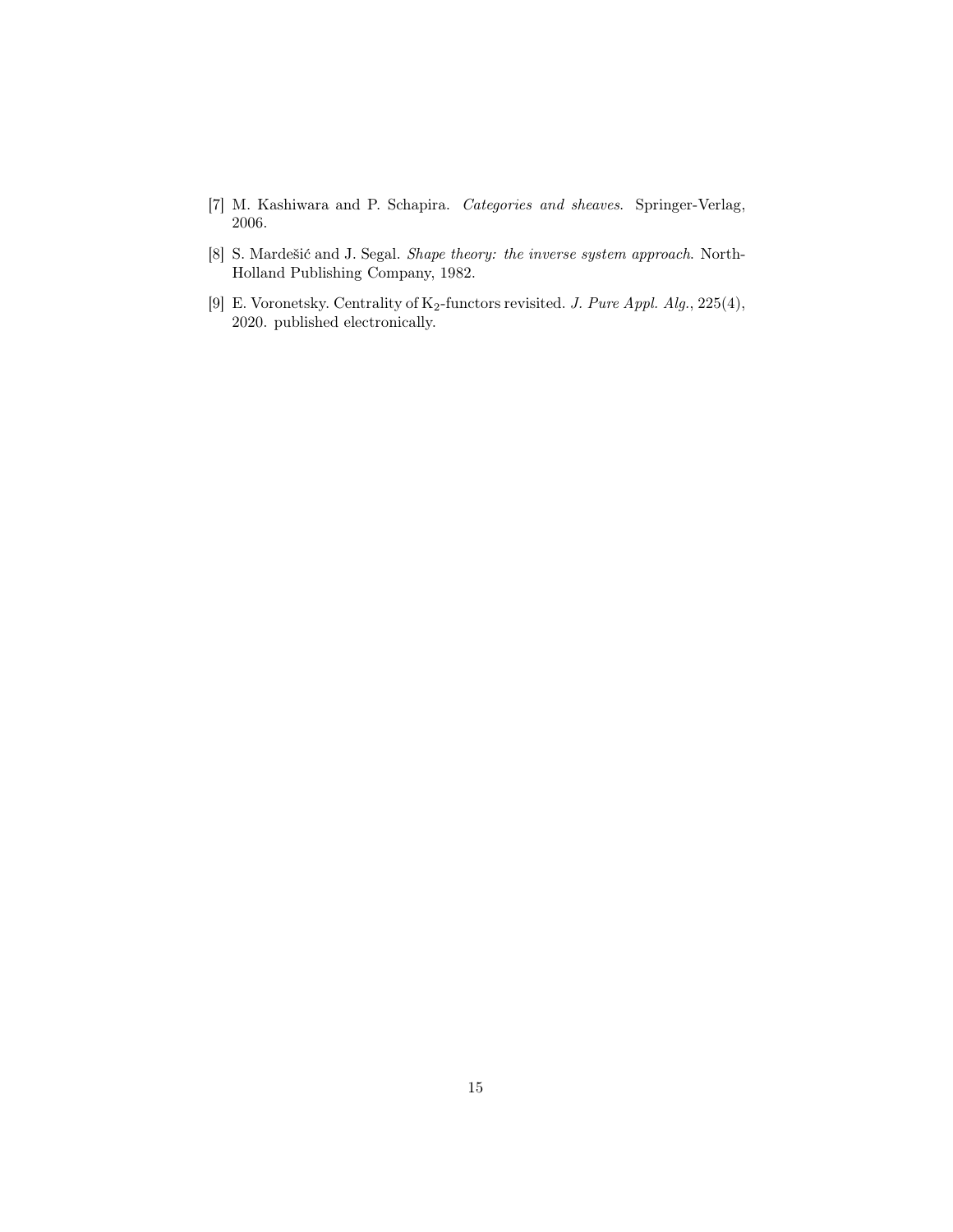[7] M. Kashiwara and P. Schapira. *Categories and sheaves.* Springer-Verlag, 2006.

[8] S. Mardešić and J. Segal. *Shape theory: the inverse system approach*. North-Holland Publishing Company, 1982.

[9] E. Voronetsky. Centrality of $\mathrm{K}_2$-functors revisited. *J. Pure Appl. Alg.*, 225(4), 2020. published electronically.